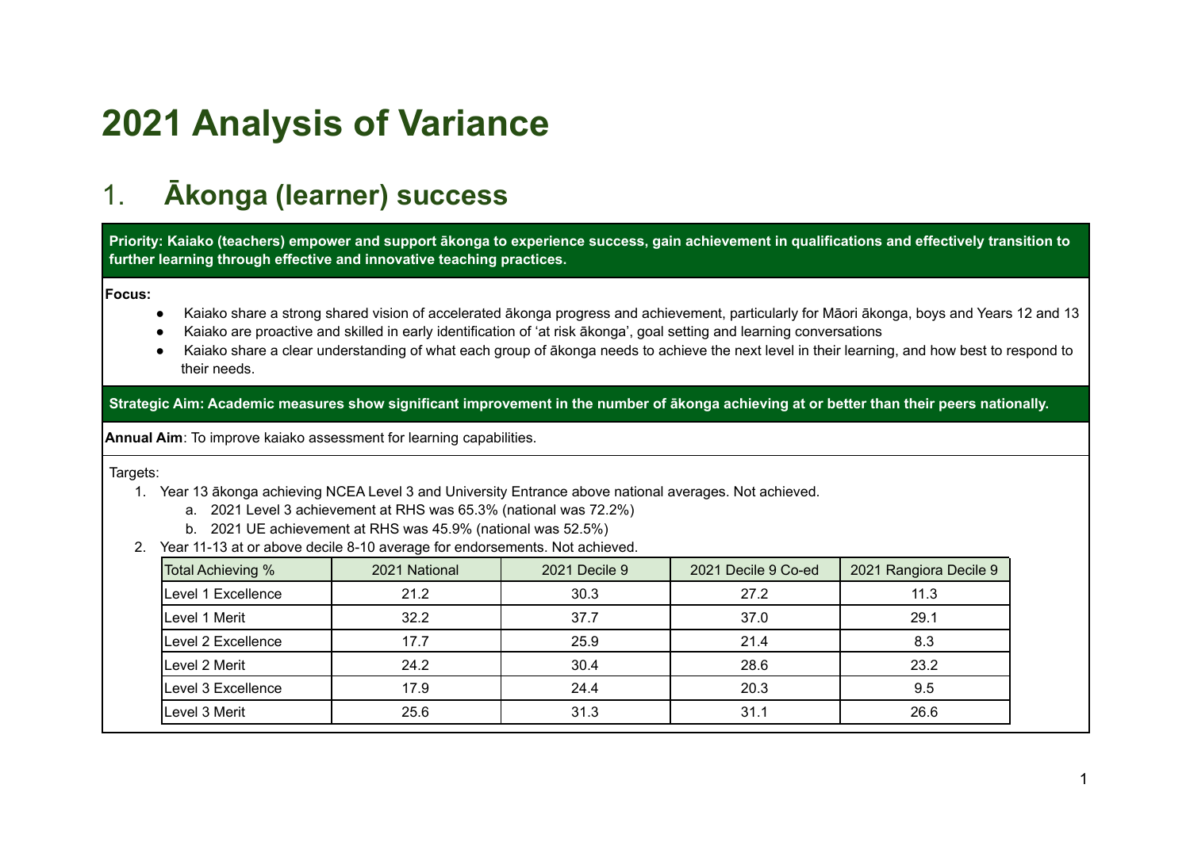# 2021 Analysis of Variance

## 1. Ākonga (learner) success

**Priority: Kaiako (teachers) empower and support ākonga to experience success, gain achievement in qualifications and effectively transition to further learning through effective and innovative teaching practices.**

**Focus:**

- Kaiako share a strong shared vision of accelerated ākonga progress and achievement, particularly for Māori ākonga, boys and Years 12 and 13
- Kaiako are proactive and skilled in early identification of 'at risk ākonga', goal setting and learning conversations
- Kaiako share a clear understanding of what each group of ākonga needs to achieve the next level in their learning, and how best to respond to their needs.

**Strategic Aim: Academic measures show significant improvement in the number of ākonga achieving at or better than their peers nationally.**

**Annual Aim**: To improve kaiako assessment for learning capabilities.

Targets:

1. Year 13 ākonga achieving NCEA Level 3 and University Entrance above national averages. Not achieved.
   a. 2021 Level 3 achievement at RHS was 65.3% (national was 72.2%)
   b. 2021 UE achievement at RHS was 45.9% (national was 52.5%)
2. Year 11-13 at or above decile 8-10 average for endorsements. Not achieved.

| Total Achieving % | 2021 National | 2021 Decile 9 | 2021 Decile 9 Co-ed | 2021 Rangiora Decile 9 |
|---|---|---|---|---|
| Level 1 Excellence | 21.2 | 30.3 | 27.2 | 11.3 |
| Level 1 Merit | 32.2 | 37.7 | 37.0 | 29.1 |
| Level 2 Excellence | 17.7 | 25.9 | 21.4 | 8.3 |
| Level 2 Merit | 24.2 | 30.4 | 28.6 | 23.2 |
| Level 3 Excellence | 17.9 | 24.4 | 20.3 | 9.5 |
| Level 3 Merit | 25.6 | 31.3 | 31.1 | 26.6 |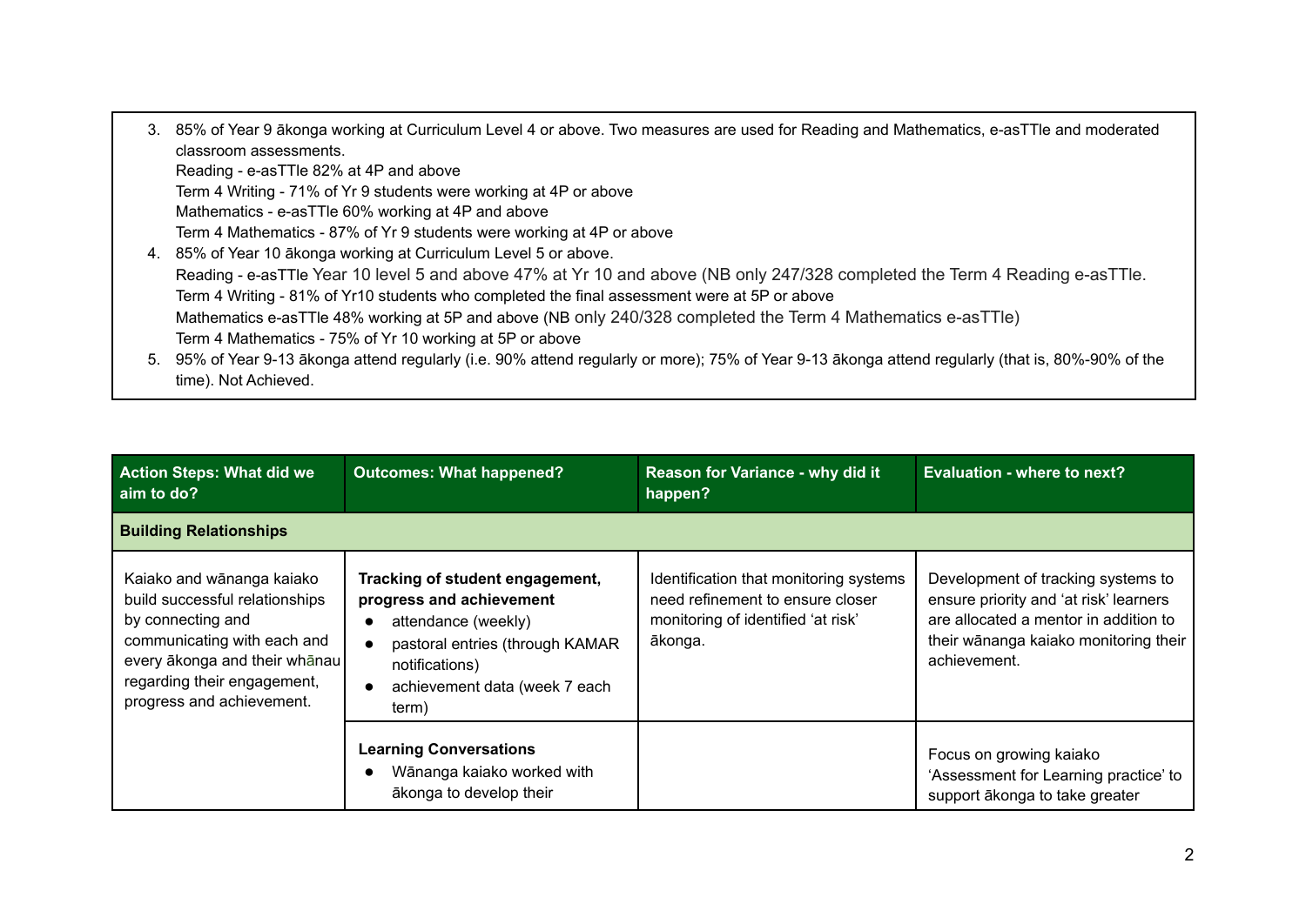3. 85% of Year 9 ākonga working at Curriculum Level 4 or above. Two measures are used for Reading and Mathematics, e-asTTle and moderated classroom assessments.
   Reading - e-asTTle 82% at 4P and above
   Term 4 Writing - 71% of Yr 9 students were working at 4P or above
   Mathematics - e-asTTle 60% working at 4P and above
   Term 4 Mathematics - 87% of Yr 9 students were working at 4P or above
4. 85% of Year 10 ākonga working at Curriculum Level 5 or above.
   Reading - e-asTTle Year 10 level 5 and above 47% at Yr 10 and above (NB only 247/328 completed the Term 4 Reading e-asTTle.
   Term 4 Writing - 81% of Yr10 students who completed the final assessment were at 5P or above
   Mathematics e-asTTle 48% working at 5P and above (NB only 240/328 completed the Term 4 Mathematics e-asTTle)
   Term 4 Mathematics - 75% of Yr 10 working at 5P or above
5. 95% of Year 9-13 ākonga attend regularly (i.e. 90% attend regularly or more); 75% of Year 9-13 ākonga attend regularly (that is, 80%-90% of the time). Not Achieved.

| Action Steps: What did we aim to do? | Outcomes: What happened? | Reason for Variance - why did it happen? | Evaluation - where to next? |
|---|---|---|---|
| **Building Relationships** | | | |
| Kaiako and wānanga kaiako build successful relationships by connecting and communicating with each and every ākonga and their whānau regarding their engagement, progress and achievement. | **Tracking of student engagement, progress and achievement**<br>• attendance (weekly)<br>• pastoral entries (through KAMAR notifications)<br>• achievement data (week 7 each term) | Identification that monitoring systems need refinement to ensure closer monitoring of identified 'at risk' ākonga. | Development of tracking systems to ensure priority and 'at risk' learners are allocated a mentor in addition to their wānanga kaiako monitoring their achievement. |
| | **Learning Conversations**<br>• Wānanga kaiako worked with ākonga to develop their | | Focus on growing kaiako 'Assessment for Learning practice' to support ākonga to take greater |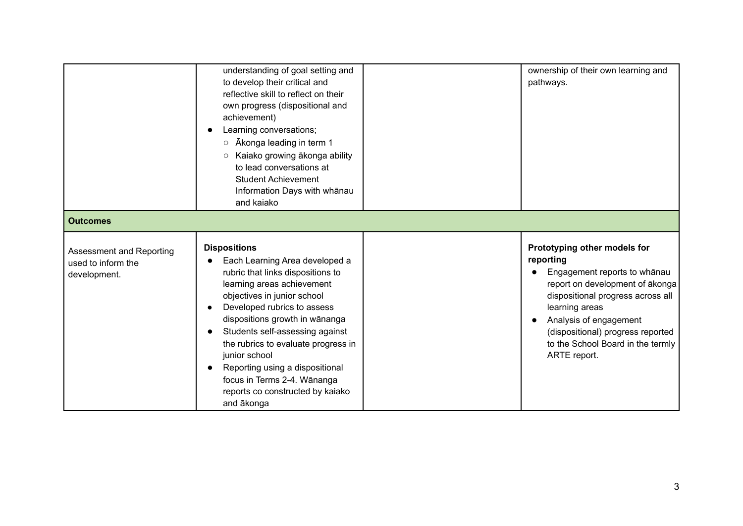| | | | |
|---|---|---|---|
| | understanding of goal setting and to develop their critical and reflective skill to reflect on their own progress (dispositional and achievement)<br>• Learning conversations;<br>  ○ Ākonga leading in term 1<br>  ○ Kaiako growing ākonga ability to lead conversations at Student Achievement Information Days with whānau and kaiako | | ownership of their own learning and pathways. |
| **Outcomes** | | | |
| Assessment and Reporting used to inform the development. | **Dispositions**<br>• Each Learning Area developed a rubric that links dispositions to learning areas achievement objectives in junior school<br>• Developed rubrics to assess dispositions growth in wānanga<br>• Students self-assessing against the rubrics to evaluate progress in junior school<br>• Reporting using a dispositional focus in Terms 2-4. Wānanga reports co constructed by kaiako and ākonga | | **Prototyping other models for reporting**<br>• Engagement reports to whānau report on development of ākonga dispositional progress across all learning areas<br>• Analysis of engagement (dispositional) progress reported to the School Board in the termly ARTE report. |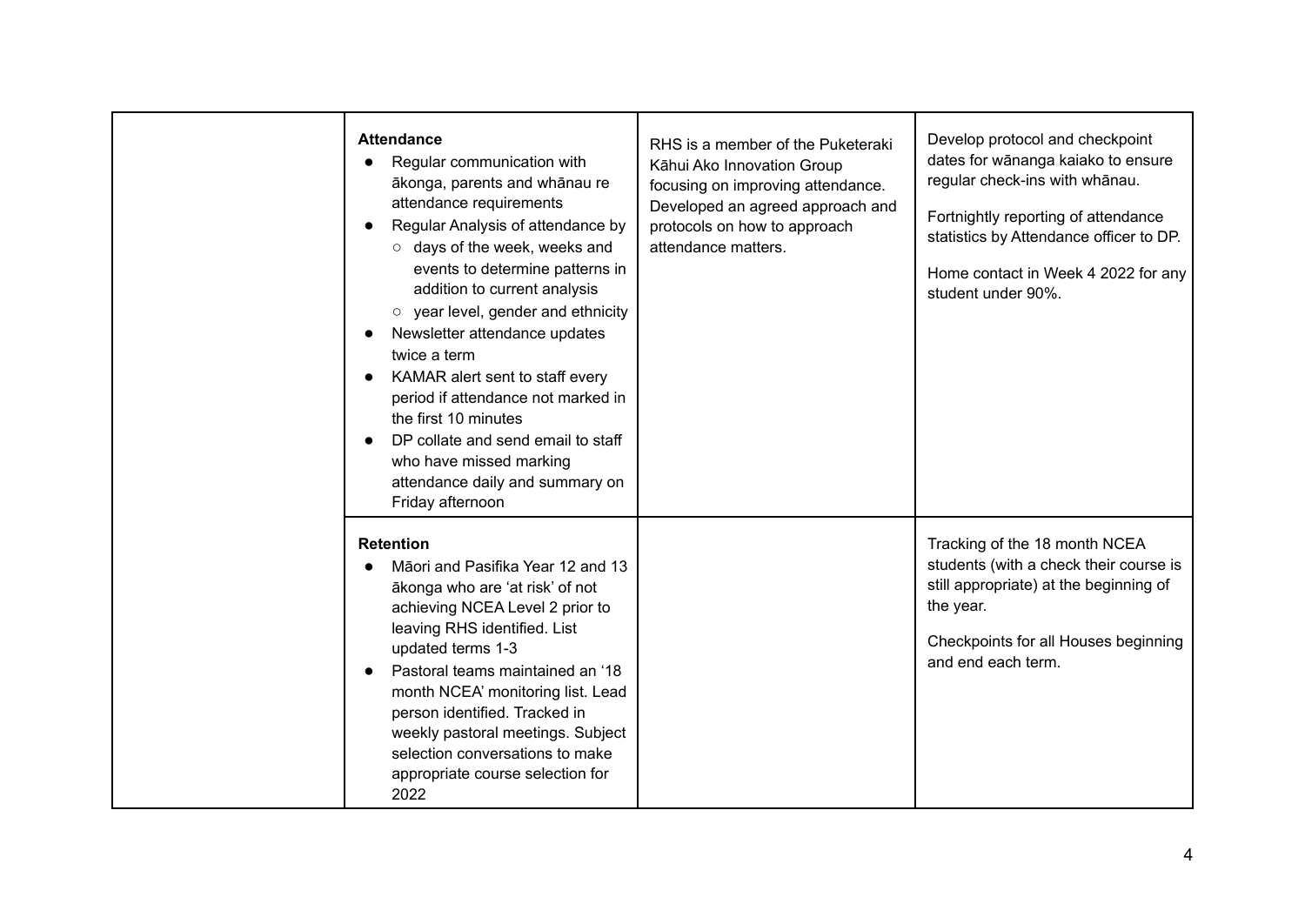| | | | |
|---|---|---|---|
| | **Attendance**<br>• Regular communication with ākonga, parents and whānau re attendance requirements<br>• Regular Analysis of attendance by<br>&nbsp;&nbsp;○ days of the week, weeks and events to determine patterns in addition to current analysis<br>&nbsp;&nbsp;○ year level, gender and ethnicity<br>• Newsletter attendance updates twice a term<br>• KAMAR alert sent to staff every period if attendance not marked in the first 10 minutes<br>• DP collate and send email to staff who have missed marking attendance daily and summary on Friday afternoon | RHS is a member of the Puketeraki Kāhui Ako Innovation Group focusing on improving attendance. Developed an agreed approach and protocols on how to approach attendance matters. | Develop protocol and checkpoint dates for wānanga kaiako to ensure regular check-ins with whānau.<br><br>Fortnightly reporting of attendance statistics by Attendance officer to DP.<br><br>Home contact in Week 4 2022 for any student under 90%. |
| | **Retention**<br>• Māori and Pasifika Year 12 and 13 ākonga who are 'at risk' of not achieving NCEA Level 2 prior to leaving RHS identified. List updated terms 1-3<br>• Pastoral teams maintained an '18 month NCEA' monitoring list. Lead person identified. Tracked in weekly pastoral meetings. Subject selection conversations to make appropriate course selection for 2022 | | Tracking of the 18 month NCEA students (with a check their course is still appropriate) at the beginning of the year.<br><br>Checkpoints for all Houses beginning and end each term. |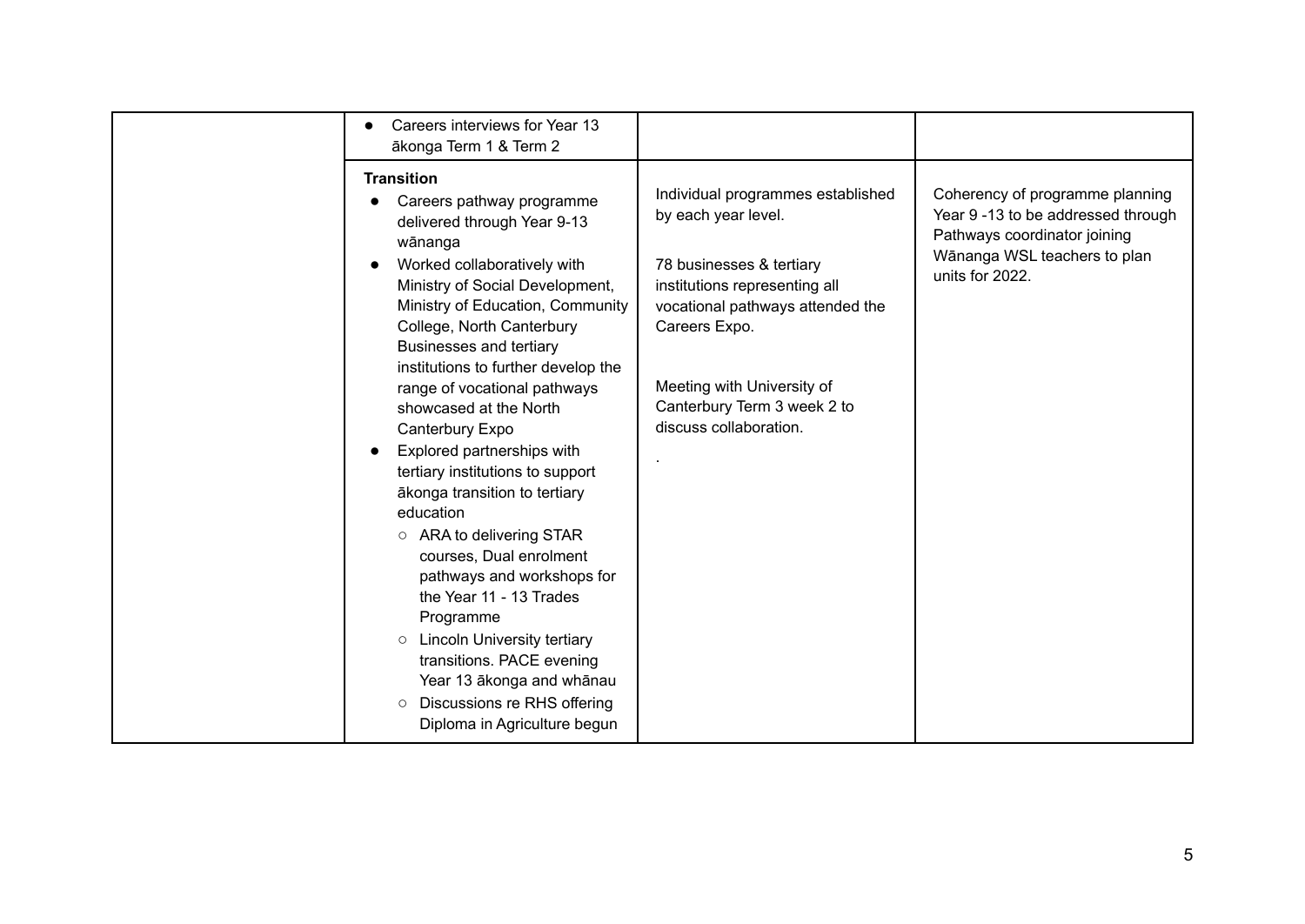| | | | |
|---|---|---|---|
| | • Careers interviews for Year 13 ākonga Term 1 & Term 2 | | |
| | **Transition**<br>• Careers pathway programme delivered through Year 9-13 wānanga<br>• Worked collaboratively with Ministry of Social Development, Ministry of Education, Community College, North Canterbury Businesses and tertiary institutions to further develop the range of vocational pathways showcased at the North Canterbury Expo<br>• Explored partnerships with tertiary institutions to support ākonga transition to tertiary education<br>&nbsp;&nbsp;&nbsp;&nbsp;○ ARA to delivering STAR courses, Dual enrolment pathways and workshops for the Year 11 - 13 Trades Programme<br>&nbsp;&nbsp;&nbsp;&nbsp;○ Lincoln University tertiary transitions. PACE evening Year 13 ākonga and whānau<br>&nbsp;&nbsp;&nbsp;&nbsp;○ Discussions re RHS offering Diploma in Agriculture begun | Individual programmes established by each year level.<br><br>78 businesses & tertiary institutions representing all vocational pathways attended the Careers Expo.<br><br>Meeting with University of Canterbury Term 3 week 2 to discuss collaboration.<br><br>. | Coherency of programme planning Year 9 -13 to be addressed through Pathways coordinator joining Wānanga WSL teachers to plan units for 2022. |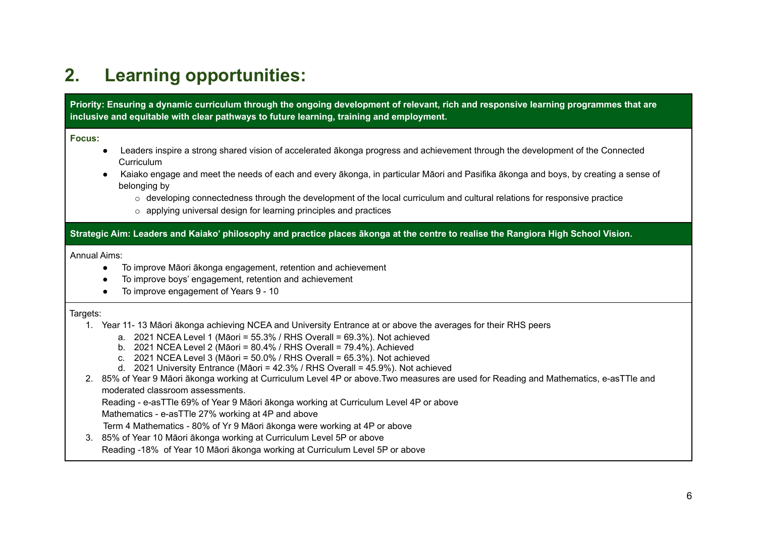## 2. Learning opportunities:

**Priority: Ensuring a dynamic curriculum through the ongoing development of relevant, rich and responsive learning programmes that are inclusive and equitable with clear pathways to future learning, training and employment.**

**Focus:**

- Leaders inspire a strong shared vision of accelerated ākonga progress and achievement through the development of the Connected Curriculum
- Kaiako engage and meet the needs of each and every ākonga, in particular Māori and Pasifika ākonga and boys, by creating a sense of belonging by
  - developing connectedness through the development of the local curriculum and cultural relations for responsive practice
  - applying universal design for learning principles and practices

**Strategic Aim: Leaders and Kaiako' philosophy and practice places ākonga at the centre to realise the Rangiora High School Vision.**

Annual Aims:

- To improve Māori ākonga engagement, retention and achievement
- To improve boys' engagement, retention and achievement
- To improve engagement of Years 9 - 10

Targets:

1. Year 11- 13 Māori ākonga achieving NCEA and University Entrance at or above the averages for their RHS peers
   a. 2021 NCEA Level 1 (Māori = 55.3% / RHS Overall = 69.3%). Not achieved
   b. 2021 NCEA Level 2 (Māori = 80.4% / RHS Overall = 79.4%). Achieved
   c. 2021 NCEA Level 3 (Māori = 50.0% / RHS Overall = 65.3%). Not achieved
   d. 2021 University Entrance (Māori = 42.3% / RHS Overall = 45.9%). Not achieved
2. 85% of Year 9 Māori ākonga working at Curriculum Level 4P or above.Two measures are used for Reading and Mathematics, e-asTTle and moderated classroom assessments.
   Reading - e-asTTle 69% of Year 9 Māori ākonga working at Curriculum Level 4P or above
   Mathematics - e-asTTle 27% working at 4P and above
   Term 4 Mathematics - 80% of Yr 9 Māori ākonga were working at 4P or above
3. 85% of Year 10 Māori ākonga working at Curriculum Level 5P or above
   Reading -18% of Year 10 Māori ākonga working at Curriculum Level 5P or above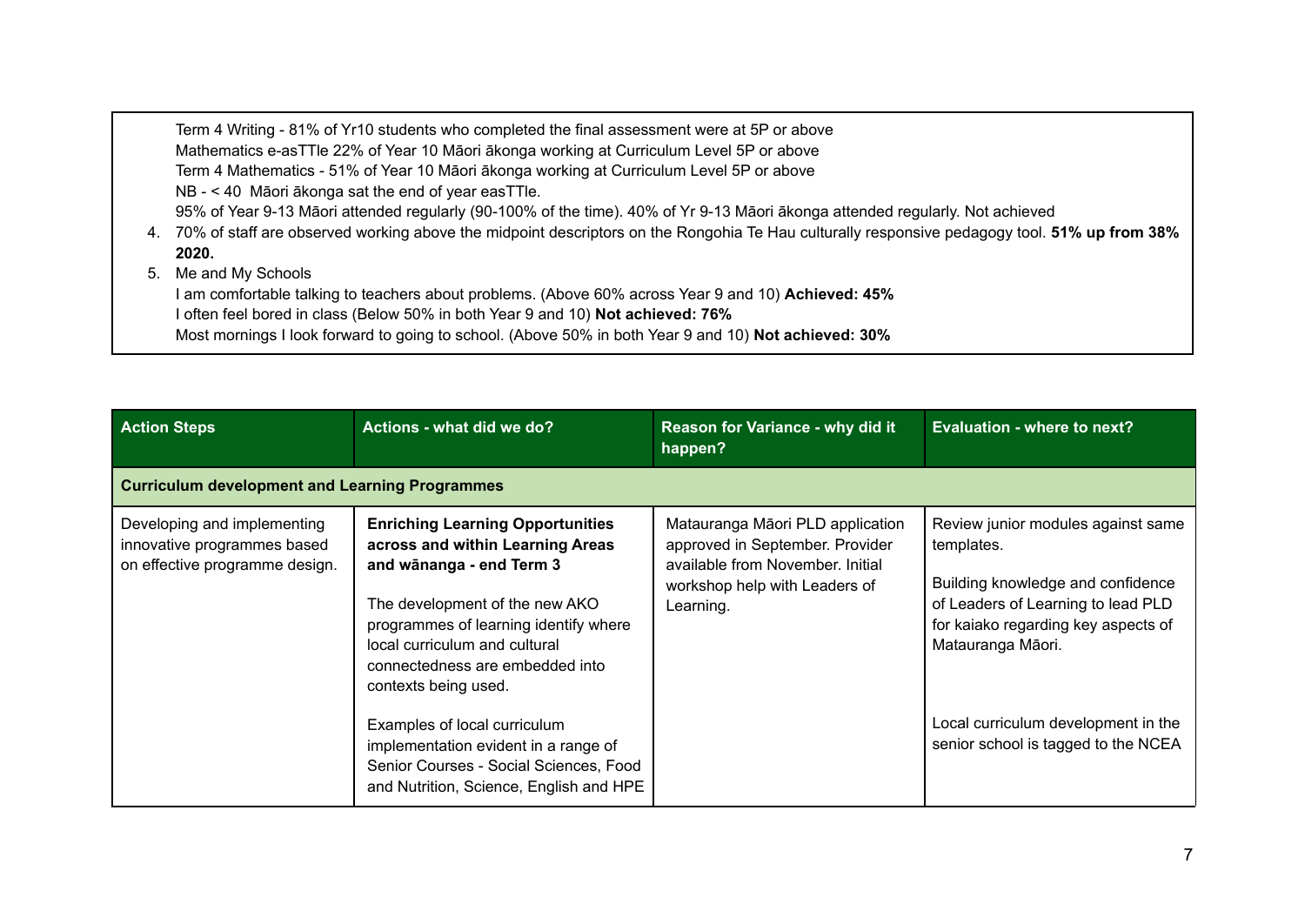Term 4 Writing - 81% of Yr10 students who completed the final assessment were at 5P or above
Mathematics e-asTTle 22% of Year 10 Māori ākonga working at Curriculum Level 5P or above
Term 4 Mathematics - 51% of Year 10 Māori ākonga working at Curriculum Level 5P or above
NB - < 40 Māori ākonga sat the end of year easTTle.
95% of Year 9-13 Māori attended regularly (90-100% of the time). 40% of Yr 9-13 Māori ākonga attended regularly. Not achieved

4. 70% of staff are observed working above the midpoint descriptors on the Rongohia Te Hau culturally responsive pedagogy tool. **51% up from 38% 2020.**
5. Me and My Schools
   I am comfortable talking to teachers about problems. (Above 60% across Year 9 and 10) **Achieved: 45%**
   I often feel bored in class (Below 50% in both Year 9 and 10) **Not achieved: 76%**
   Most mornings I look forward to going to school. (Above 50% in both Year 9 and 10) **Not achieved: 30%**

| Action Steps | Actions - what did we do? | Reason for Variance - why did it happen? | Evaluation - where to next? |
| --- | --- | --- | --- |
| **Curriculum development and Learning Programmes** | | | |
| Developing and implementing innovative programmes based on effective programme design. | **Enriching Learning Opportunities across and within Learning Areas and wānanga - end Term 3**<br><br>The development of the new AKO programmes of learning identify where local curriculum and cultural connectedness are embedded into contexts being used.<br><br>Examples of local curriculum implementation evident in a range of Senior Courses - Social Sciences, Food and Nutrition, Science, English and HPE | Matauranga Māori PLD application approved in September. Provider available from November. Initial workshop help with Leaders of Learning. | Review junior modules against same templates.<br><br>Building knowledge and confidence of Leaders of Learning to lead PLD for kaiako regarding key aspects of Matauranga Māori.<br><br>Local curriculum development in the senior school is tagged to the NCEA |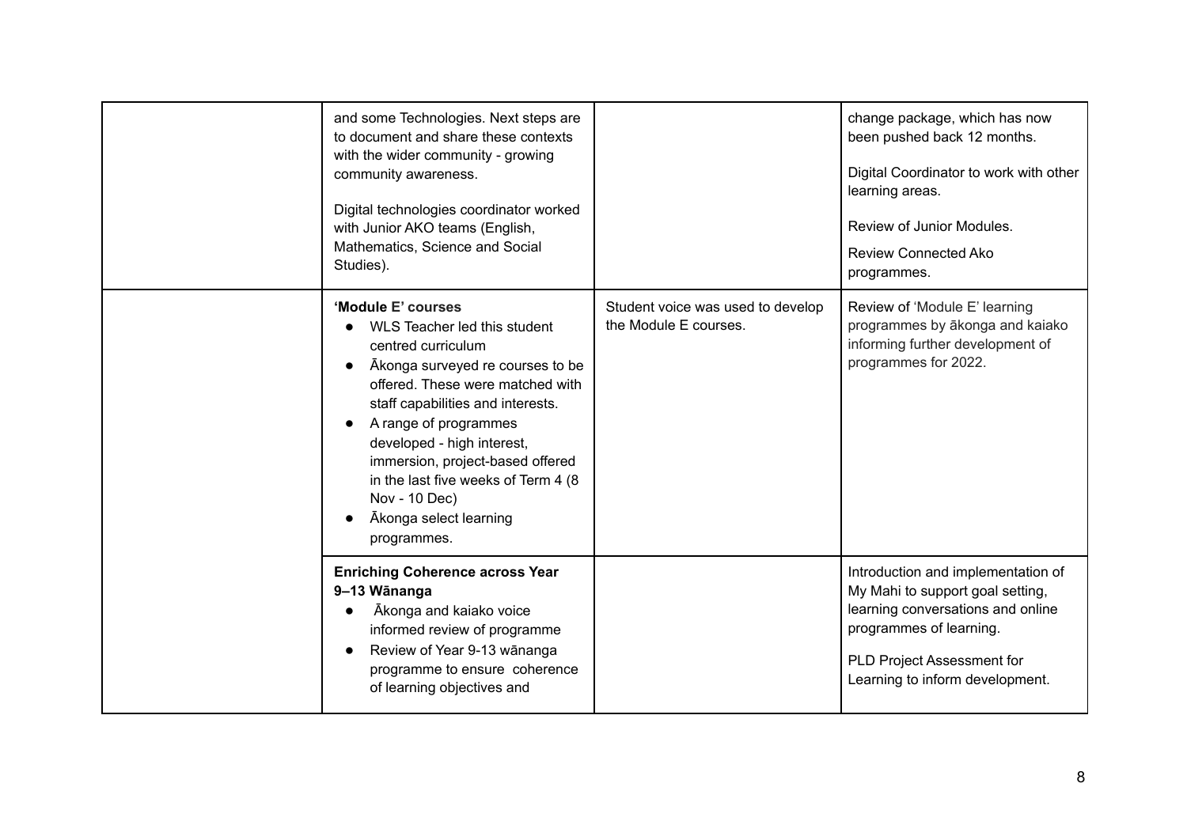| | | | |
|---|---|---|---|
| | and some Technologies. Next steps are to document and share these contexts with the wider community - growing community awareness.<br><br>Digital technologies coordinator worked with Junior AKO teams (English, Mathematics, Science and Social Studies). | | change package, which has now been pushed back 12 months.<br><br>Digital Coordinator to work with other learning areas.<br><br>Review of Junior Modules.<br><br>Review Connected Ako programmes. |
| | **'Module E' courses**<br>• WLS Teacher led this student centred curriculum<br>• Ākonga surveyed re courses to be offered. These were matched with staff capabilities and interests.<br>• A range of programmes developed - high interest, immersion, project-based offered in the last five weeks of Term 4 (8 Nov - 10 Dec)<br>• Ākonga select learning programmes. | Student voice was used to develop the Module E courses. | Review of 'Module E' learning programmes by ākonga and kaiako informing further development of programmes for 2022. |
| | **Enriching Coherence across Year 9–13 Wānanga**<br>• Ākonga and kaiako voice informed review of programme<br>• Review of Year 9-13 wānanga programme to ensure coherence of learning objectives and | | Introduction and implementation of My Mahi to support goal setting, learning conversations and online programmes of learning.<br><br>PLD Project Assessment for Learning to inform development. |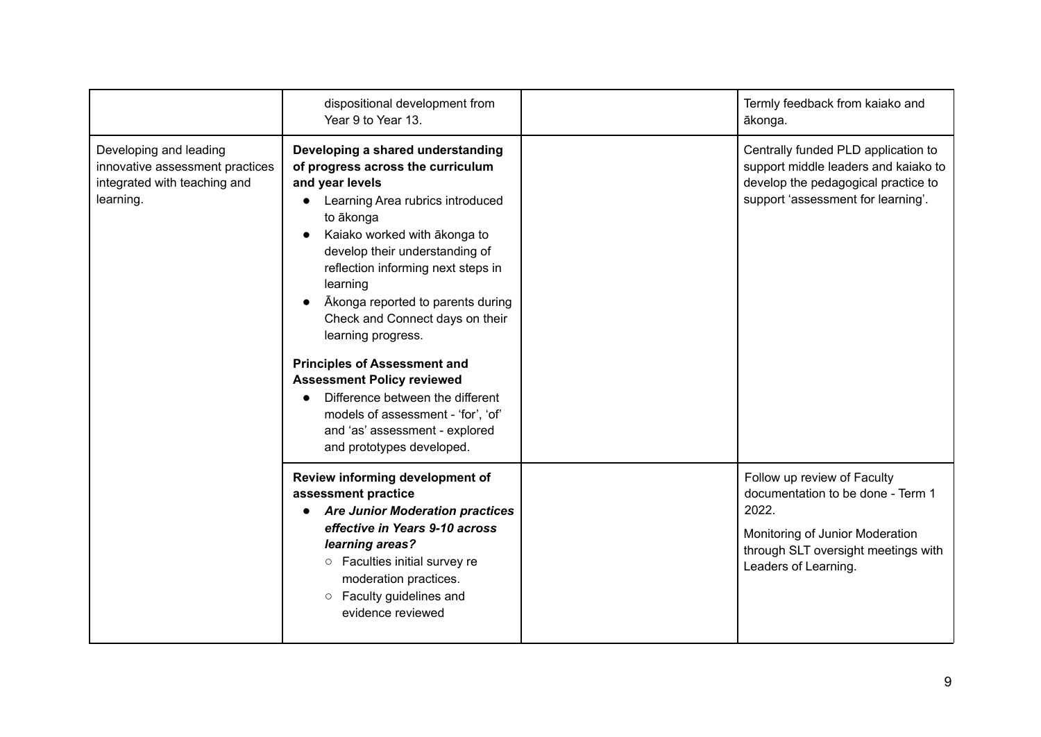| | | | |
|---|---|---|---|
| | dispositional development from Year 9 to Year 13. | | Termly feedback from kaiako and ākonga. |
| Developing and leading innovative assessment practices integrated with teaching and learning. | **Developing a shared understanding of progress across the curriculum and year levels**<br>• Learning Area rubrics introduced to ākonga<br>• Kaiako worked with ākonga to develop their understanding of reflection informing next steps in learning<br>• Ākonga reported to parents during Check and Connect days on their learning progress.<br><br>**Principles of Assessment and Assessment Policy reviewed**<br>• Difference between the different models of assessment - 'for', 'of' and 'as' assessment - explored and prototypes developed. | | Centrally funded PLD application to support middle leaders and kaiako to develop the pedagogical practice to support 'assessment for learning'. |
| | **Review informing development of assessment practice**<br>• ***Are Junior Moderation practices effective in Years 9-10 across learning areas?***<br>  ○ Faculties initial survey re moderation practices.<br>  ○ Faculty guidelines and evidence reviewed | | Follow up review of Faculty documentation to be done - Term 1 2022.<br><br>Monitoring of Junior Moderation through SLT oversight meetings with Leaders of Learning. |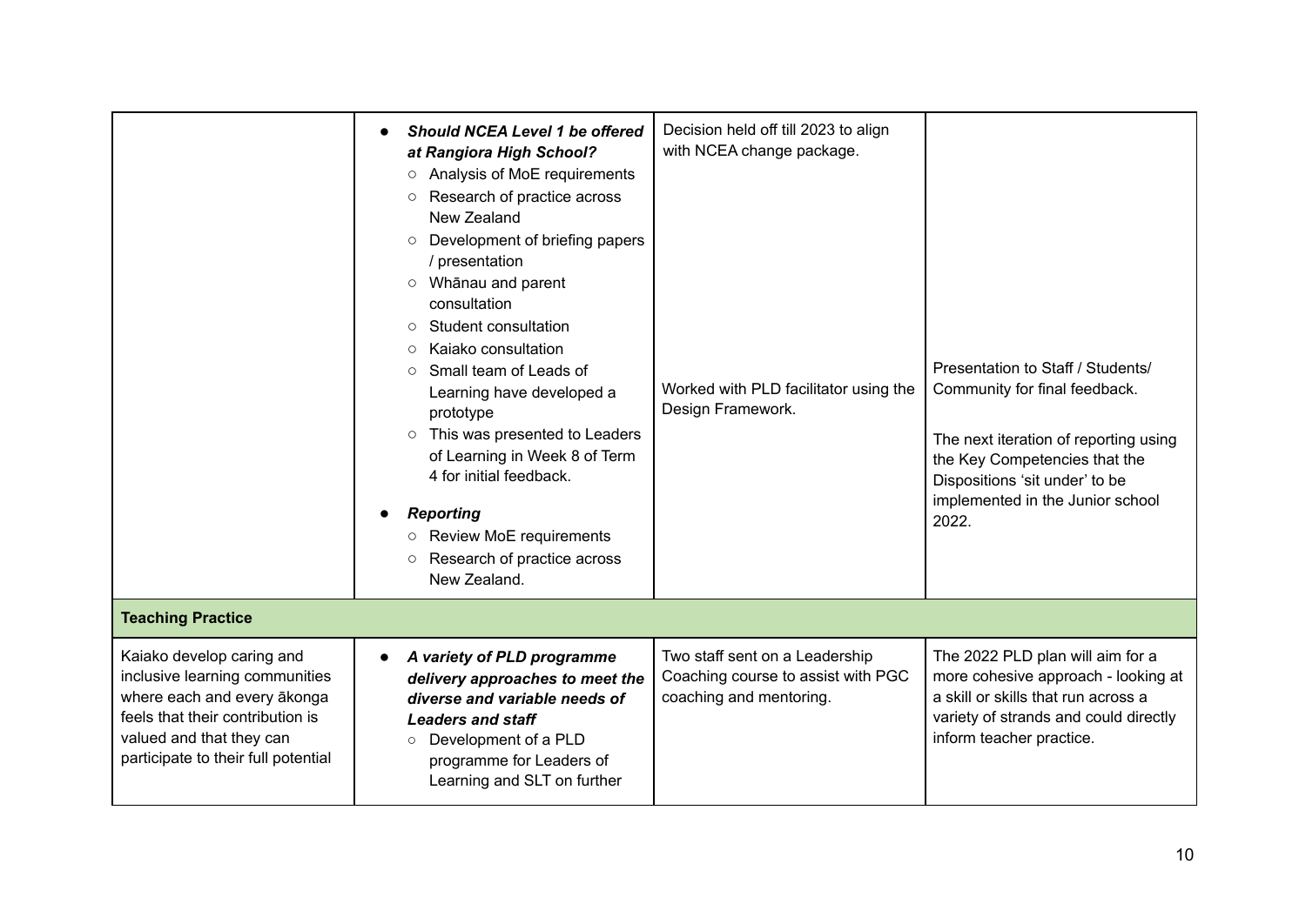| | | | |
|---|---|---|---|
| | • ***Should NCEA Level 1 be offered at Rangiora High School?***<br>○ Analysis of MoE requirements<br>○ Research of practice across New Zealand<br>○ Development of briefing papers / presentation<br>○ Whānau and parent consultation<br>○ Student consultation<br>○ Kaiako consultation<br>○ Small team of Leads of Learning have developed a prototype<br>○ This was presented to Leaders of Learning in Week 8 of Term 4 for initial feedback.<br><br>• ***Reporting***<br>○ Review MoE requirements<br>○ Research of practice across New Zealand. | Decision held off till 2023 to align with NCEA change package.<br><br>Worked with PLD facilitator using the Design Framework. | Presentation to Staff / Students/ Community for final feedback.<br><br>The next iteration of reporting using the Key Competencies that the Dispositions 'sit under' to be implemented in the Junior school 2022. |
| **Teaching Practice** | | | |
| Kaiako develop caring and inclusive learning communities where each and every ākonga feels that their contribution is valued and that they can participate to their full potential | • ***A variety of PLD programme delivery approaches to meet the diverse and variable needs of Leaders and staff***<br>○ Development of a PLD programme for Leaders of Learning and SLT on further | Two staff sent on a Leadership Coaching course to assist with PGC coaching and mentoring. | The 2022 PLD plan will aim for a more cohesive approach - looking at a skill or skills that run across a variety of strands and could directly inform teacher practice. |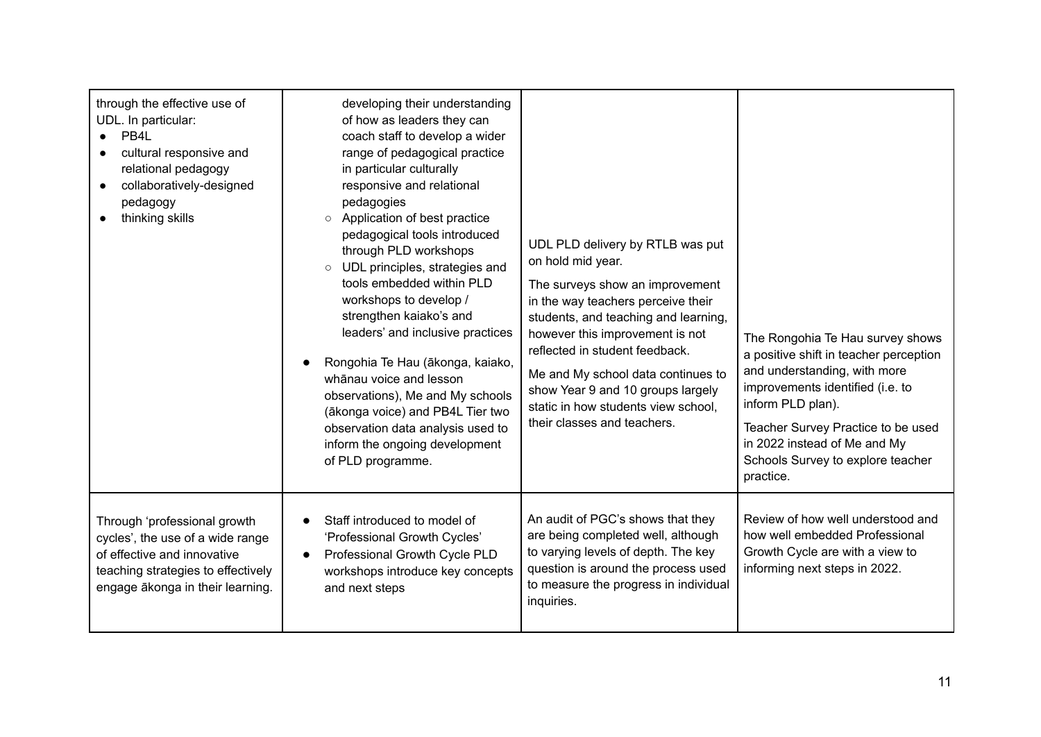| | | | |
|---|---|---|---|
| through the effective use of UDL. In particular:<br>• PB4L<br>• cultural responsive and relational pedagogy<br>• collaboratively-designed pedagogy<br>• thinking skills | developing their understanding of how as leaders they can coach staff to develop a wider range of pedagogical practice in particular culturally responsive and relational pedagogies<br>○ Application of best practice pedagogical tools introduced through PLD workshops<br>○ UDL principles, strategies and tools embedded within PLD workshops to develop / strengthen kaiako's and leaders' and inclusive practices<br>• Rongohia Te Hau (ākonga, kaiako, whānau voice and lesson observations), Me and My schools (ākonga voice) and PB4L Tier two observation data analysis used to inform the ongoing development of PLD programme. | UDL PLD delivery by RTLB was put on hold mid year.<br><br>The surveys show an improvement in the way teachers perceive their students, and teaching and learning, however this improvement is not reflected in student feedback.<br><br>Me and My school data continues to show Year 9 and 10 groups largely static in how students view school, their classes and teachers. | The Rongohia Te Hau survey shows a positive shift in teacher perception and understanding, with more improvements identified (i.e. to inform PLD plan).<br><br>Teacher Survey Practice to be used in 2022 instead of Me and My Schools Survey to explore teacher practice. |
| Through 'professional growth cycles', the use of a wide range of effective and innovative teaching strategies to effectively engage ākonga in their learning. | • Staff introduced to model of 'Professional Growth Cycles'<br>• Professional Growth Cycle PLD workshops introduce key concepts and next steps | An audit of PGC's shows that they are being completed well, although to varying levels of depth. The key question is around the process used to measure the progress in individual inquiries. | Review of how well understood and how well embedded Professional Growth Cycle are with a view to informing next steps in 2022. |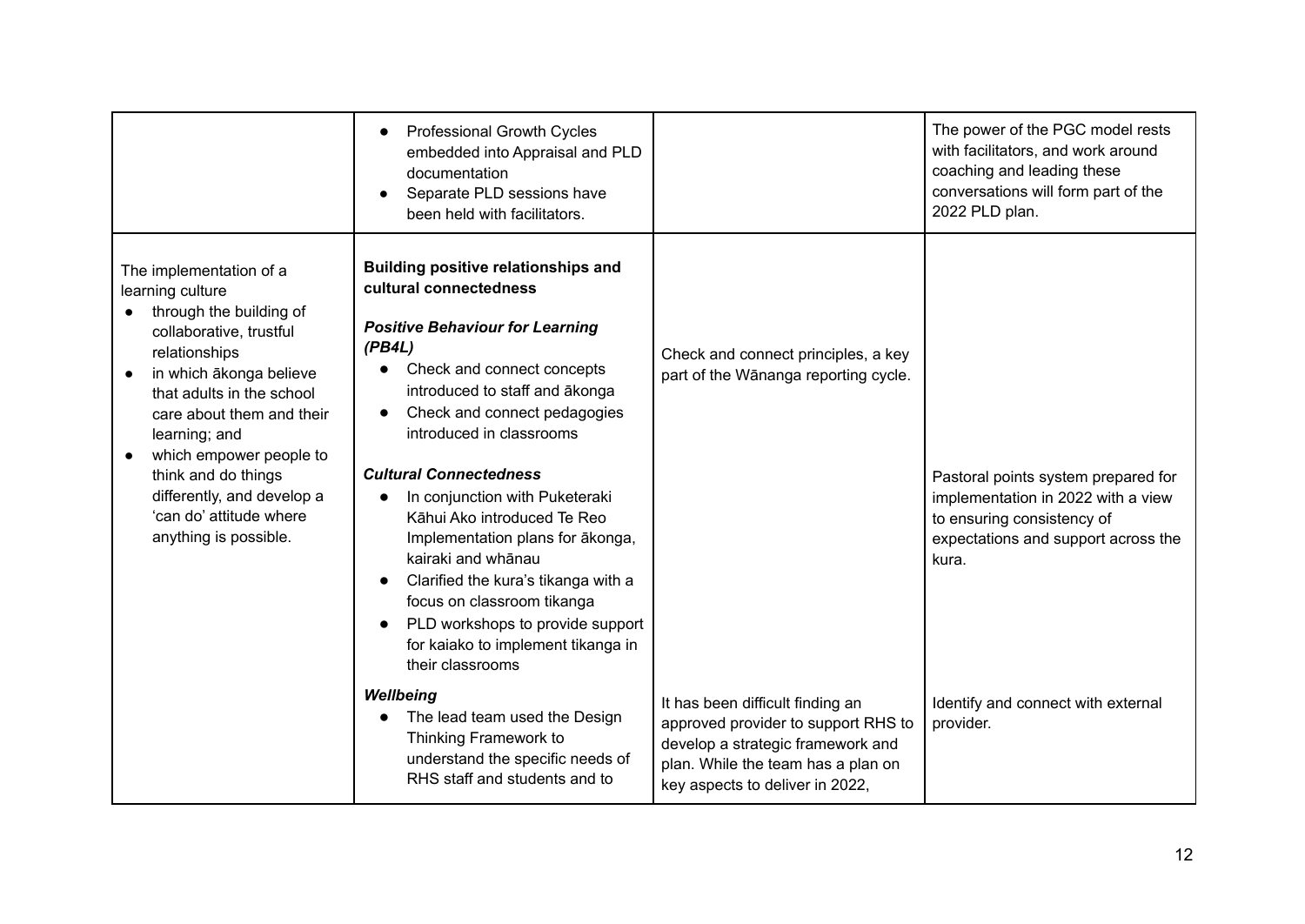| | | | |
|---|---|---|---|
| | • Professional Growth Cycles embedded into Appraisal and PLD documentation<br>• Separate PLD sessions have been held with facilitators. | | The power of the PGC model rests with facilitators, and work around coaching and leading these conversations will form part of the 2022 PLD plan. |
| The implementation of a learning culture<br>• through the building of collaborative, trustful relationships<br>• in which ākonga believe that adults in the school care about them and their learning; and<br>• which empower people to think and do things differently, and develop a 'can do' attitude where anything is possible. | **Building positive relationships and cultural connectedness**<br><br>***Positive Behaviour for Learning (PB4L)***<br>• Check and connect concepts introduced to staff and ākonga<br>• Check and connect pedagogies introduced in classrooms<br><br>***Cultural Connectedness***<br>• In conjunction with Puketeraki Kāhui Ako introduced Te Reo Implementation plans for ākonga, kairaki and whānau<br>• Clarified the kura's tikanga with a focus on classroom tikanga<br>• PLD workshops to provide support for kaiako to implement tikanga in their classrooms<br><br>***Wellbeing***<br>• The lead team used the Design Thinking Framework to understand the specific needs of RHS staff and students and to | Check and connect principles, a key part of the Wānanga reporting cycle.<br><br>It has been difficult finding an approved provider to support RHS to develop a strategic framework and plan. While the team has a plan on key aspects to deliver in 2022, | Pastoral points system prepared for implementation in 2022 with a view to ensuring consistency of expectations and support across the kura.<br><br>Identify and connect with external provider. |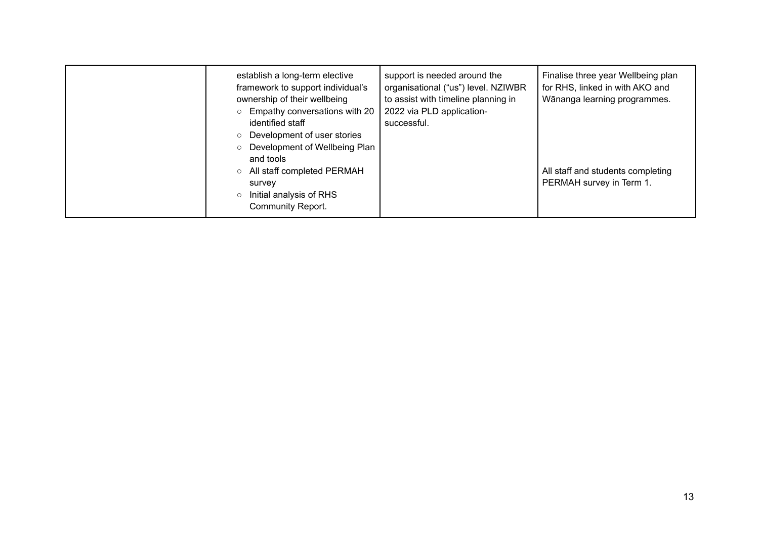| | | | |
|---|---|---|---|
| | establish a long-term elective framework to support individual's ownership of their wellbeing<br>○ Empathy conversations with 20 identified staff<br>○ Development of user stories<br>○ Development of Wellbeing Plan and tools<br>○ All staff completed PERMAH survey<br>○ Initial analysis of RHS Community Report. | support is needed around the organisational ("us") level. NZIWBR to assist with timeline planning in 2022 via PLD application- successful. | Finalise three year Wellbeing plan for RHS, linked in with AKO and Wānanga learning programmes.<br><br>All staff and students completing PERMAH survey in Term 1. |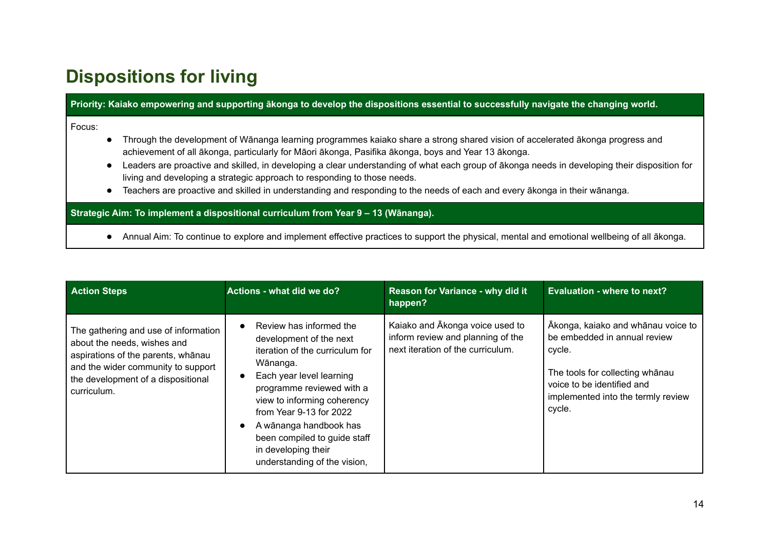# Dispositions for living

| **Priority: Kaiako empowering and supporting ākonga to develop the dispositions essential to successfully navigate the changing world.** |
|---|
| Focus:<br>• Through the development of Wānanga learning programmes kaiako share a strong shared vision of accelerated ākonga progress and achievement of all ākonga, particularly for Māori ākonga, Pasifika ākonga, boys and Year 13 ākonga.<br>• Leaders are proactive and skilled, in developing a clear understanding of what each group of ākonga needs in developing their disposition for living and developing a strategic approach to responding to those needs.<br>• Teachers are proactive and skilled in understanding and responding to the needs of each and every ākonga in their wānanga. |
| **Strategic Aim: To implement a dispositional curriculum from Year 9 – 13 (Wānanga).** |
| • Annual Aim: To continue to explore and implement effective practices to support the physical, mental and emotional wellbeing of all ākonga. |

| Action Steps | Actions - what did we do? | Reason for Variance - why did it happen? | Evaluation - where to next? |
|---|---|---|---|
| The gathering and use of information about the needs, wishes and aspirations of the parents, whānau and the wider community to support the development of a dispositional curriculum. | • Review has informed the development of the next iteration of the curriculum for Wānanga.<br>• Each year level learning programme reviewed with a view to informing coherency from Year 9-13 for 2022<br>• A wānanga handbook has been compiled to guide staff in developing their understanding of the vision, | Kaiako and Ākonga voice used to inform review and planning of the next iteration of the curriculum. | Ākonga, kaiako and whānau voice to be embedded in annual review cycle.<br><br>The tools for collecting whānau voice to be identified and implemented into the termly review cycle. |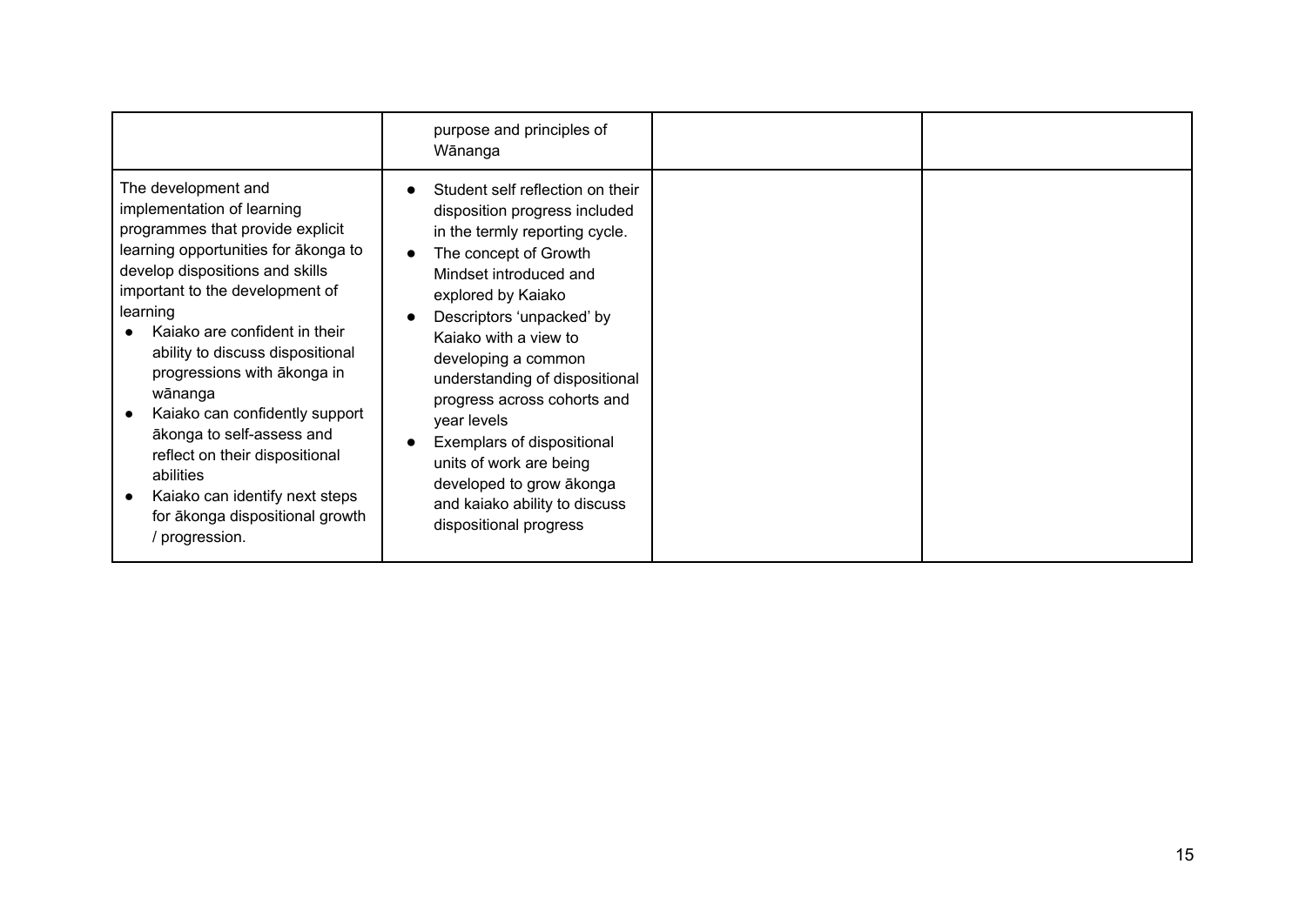| | | | |
|---|---|---|---|
| | purpose and principles of Wānanga | | |
| The development and implementation of learning programmes that provide explicit learning opportunities for ākonga to develop dispositions and skills important to the development of learning<br>● Kaiako are confident in their ability to discuss dispositional progressions with ākonga in wānanga<br>● Kaiako can confidently support ākonga to self-assess and reflect on their dispositional abilities<br>● Kaiako can identify next steps for ākonga dispositional growth / progression. | ● Student self reflection on their disposition progress included in the termly reporting cycle.<br>● The concept of Growth Mindset introduced and explored by Kaiako<br>● Descriptors 'unpacked' by Kaiako with a view to developing a common understanding of dispositional progress across cohorts and year levels<br>● Exemplars of dispositional units of work are being developed to grow ākonga and kaiako ability to discuss dispositional progress | | |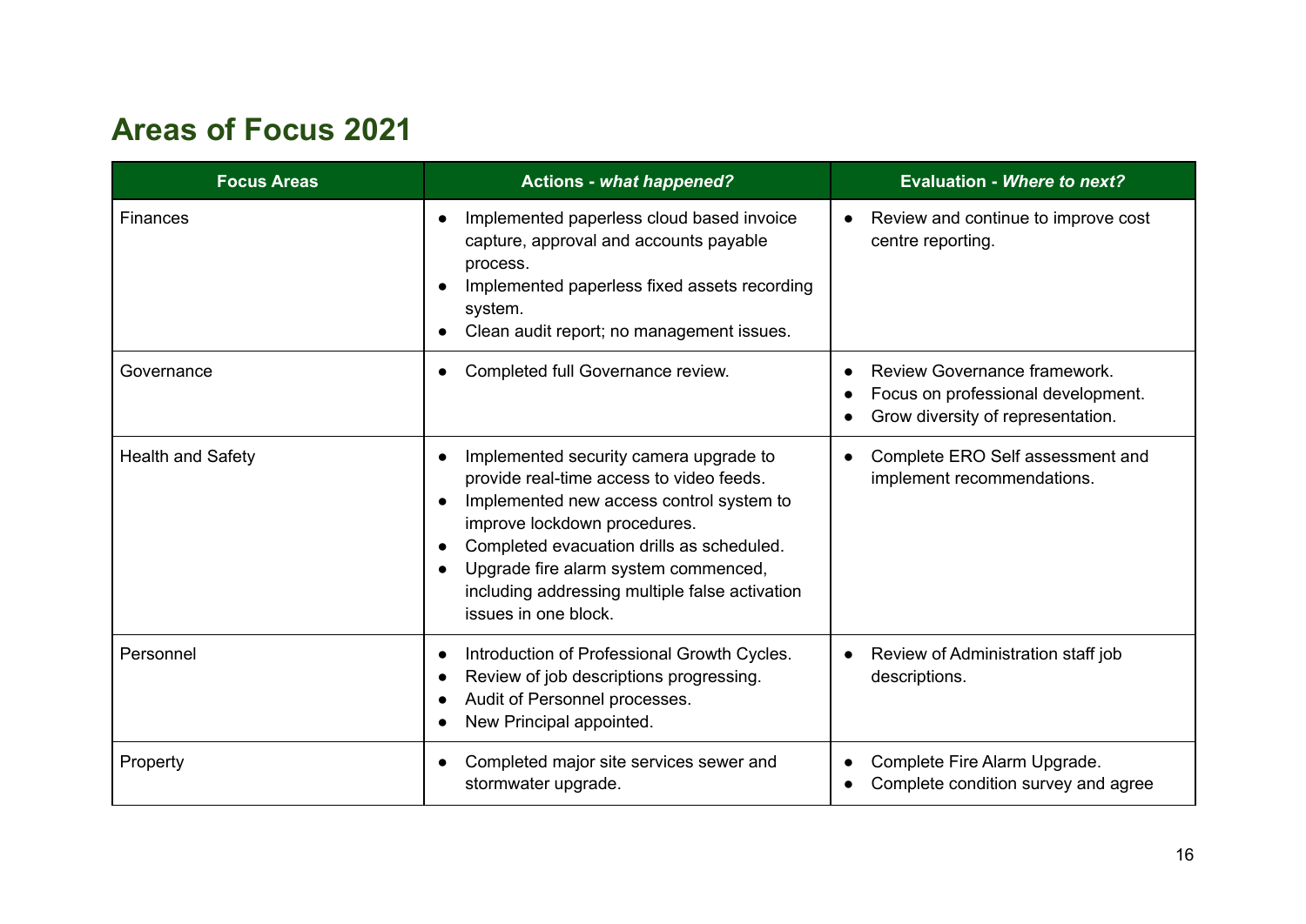## Areas of Focus 2021

| Focus Areas | Actions - *what happened?* | Evaluation - *Where to next?* |
|---|---|---|
| Finances | • Implemented paperless cloud based invoice capture, approval and accounts payable process.<br>• Implemented paperless fixed assets recording system.<br>• Clean audit report; no management issues. | • Review and continue to improve cost centre reporting. |
| Governance | • Completed full Governance review. | • Review Governance framework.<br>• Focus on professional development.<br>• Grow diversity of representation. |
| Health and Safety | • Implemented security camera upgrade to provide real-time access to video feeds.<br>• Implemented new access control system to improve lockdown procedures.<br>• Completed evacuation drills as scheduled.<br>• Upgrade fire alarm system commenced, including addressing multiple false activation issues in one block. | • Complete ERO Self assessment and implement recommendations. |
| Personnel | • Introduction of Professional Growth Cycles.<br>• Review of job descriptions progressing.<br>• Audit of Personnel processes.<br>• New Principal appointed. | • Review of Administration staff job descriptions. |
| Property | • Completed major site services sewer and stormwater upgrade. | • Complete Fire Alarm Upgrade.<br>• Complete condition survey and agree |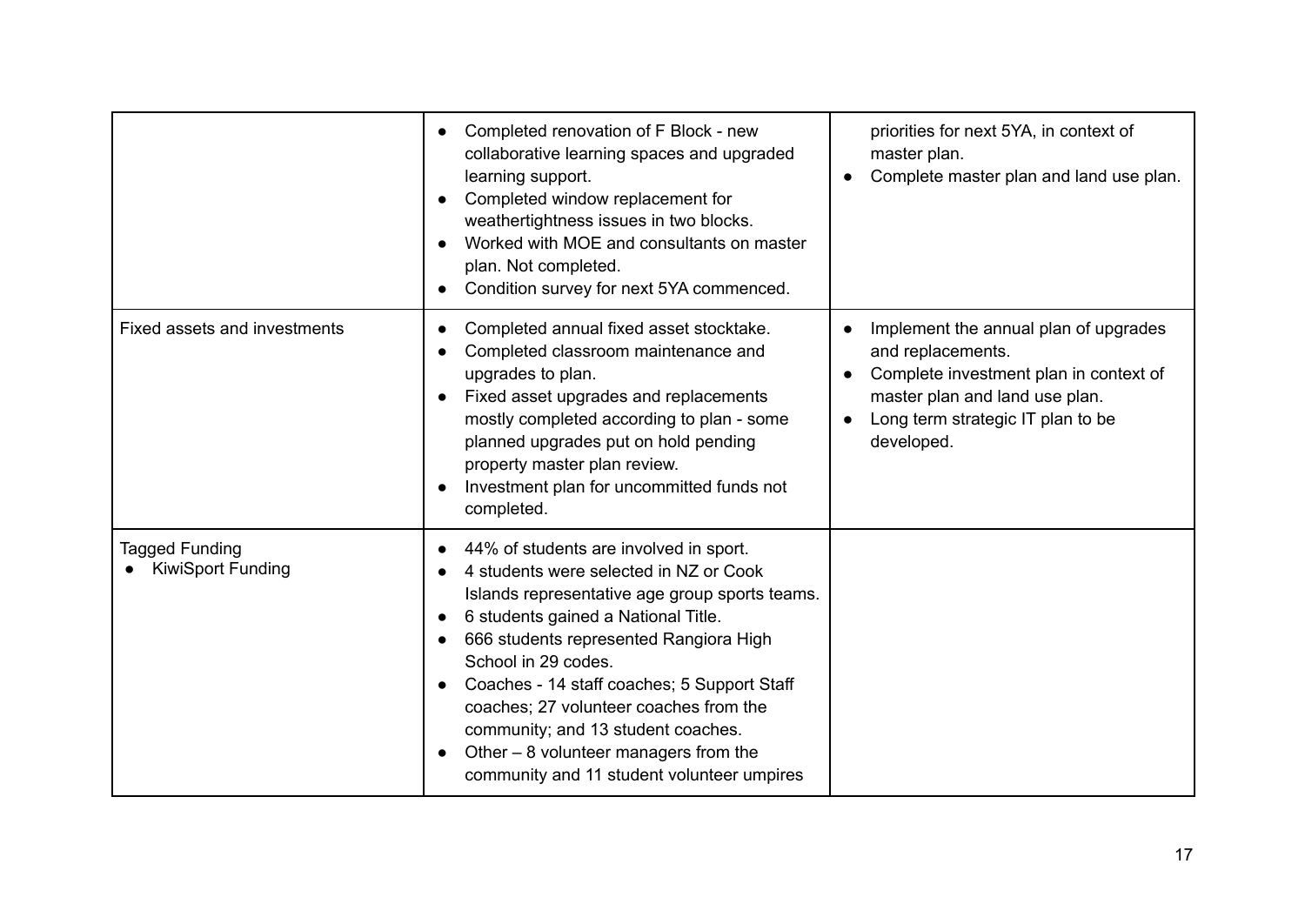| | | |
|---|---|---|
| | • Completed renovation of F Block - new collaborative learning spaces and upgraded learning support.<br>• Completed window replacement for weathertightness issues in two blocks.<br>• Worked with MOE and consultants on master plan. Not completed.<br>• Condition survey for next 5YA commenced. | priorities for next 5YA, in context of master plan.<br>• Complete master plan and land use plan. |
| Fixed assets and investments | • Completed annual fixed asset stocktake.<br>• Completed classroom maintenance and upgrades to plan.<br>• Fixed asset upgrades and replacements mostly completed according to plan - some planned upgrades put on hold pending property master plan review.<br>• Investment plan for uncommitted funds not completed. | • Implement the annual plan of upgrades and replacements.<br>• Complete investment plan in context of master plan and land use plan.<br>• Long term strategic IT plan to be developed. |
| Tagged Funding<br>• KiwiSport Funding | • 44% of students are involved in sport.<br>• 4 students were selected in NZ or Cook Islands representative age group sports teams.<br>• 6 students gained a National Title.<br>• 666 students represented Rangiora High School in 29 codes.<br>• Coaches - 14 staff coaches; 5 Support Staff coaches; 27 volunteer coaches from the community; and 13 student coaches.<br>• Other – 8 volunteer managers from the community and 11 student volunteer umpires | |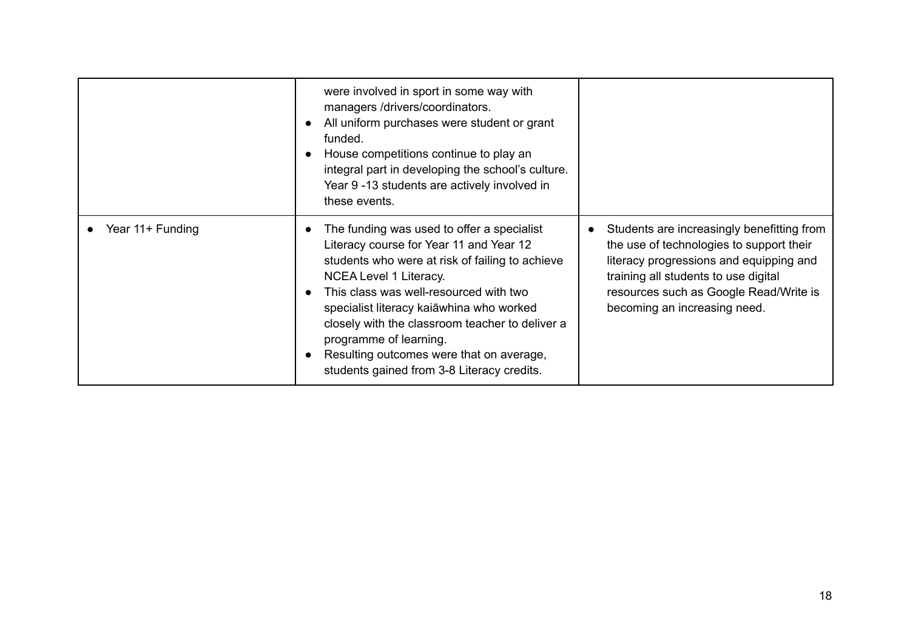| | | |
|---|---|---|
| | were involved in sport in some way with managers /drivers/coordinators.<br>• All uniform purchases were student or grant funded.<br>• House competitions continue to play an integral part in developing the school's culture. Year 9 -13 students are actively involved in these events. | |
| • Year 11+ Funding | • The funding was used to offer a specialist Literacy course for Year 11 and Year 12 students who were at risk of failing to achieve NCEA Level 1 Literacy.<br>• This class was well-resourced with two specialist literacy kaiāwhina who worked closely with the classroom teacher to deliver a programme of learning.<br>• Resulting outcomes were that on average, students gained from 3-8 Literacy credits. | • Students are increasingly benefitting from the use of technologies to support their literacy progressions and equipping and training all students to use digital resources such as Google Read/Write is becoming an increasing need. |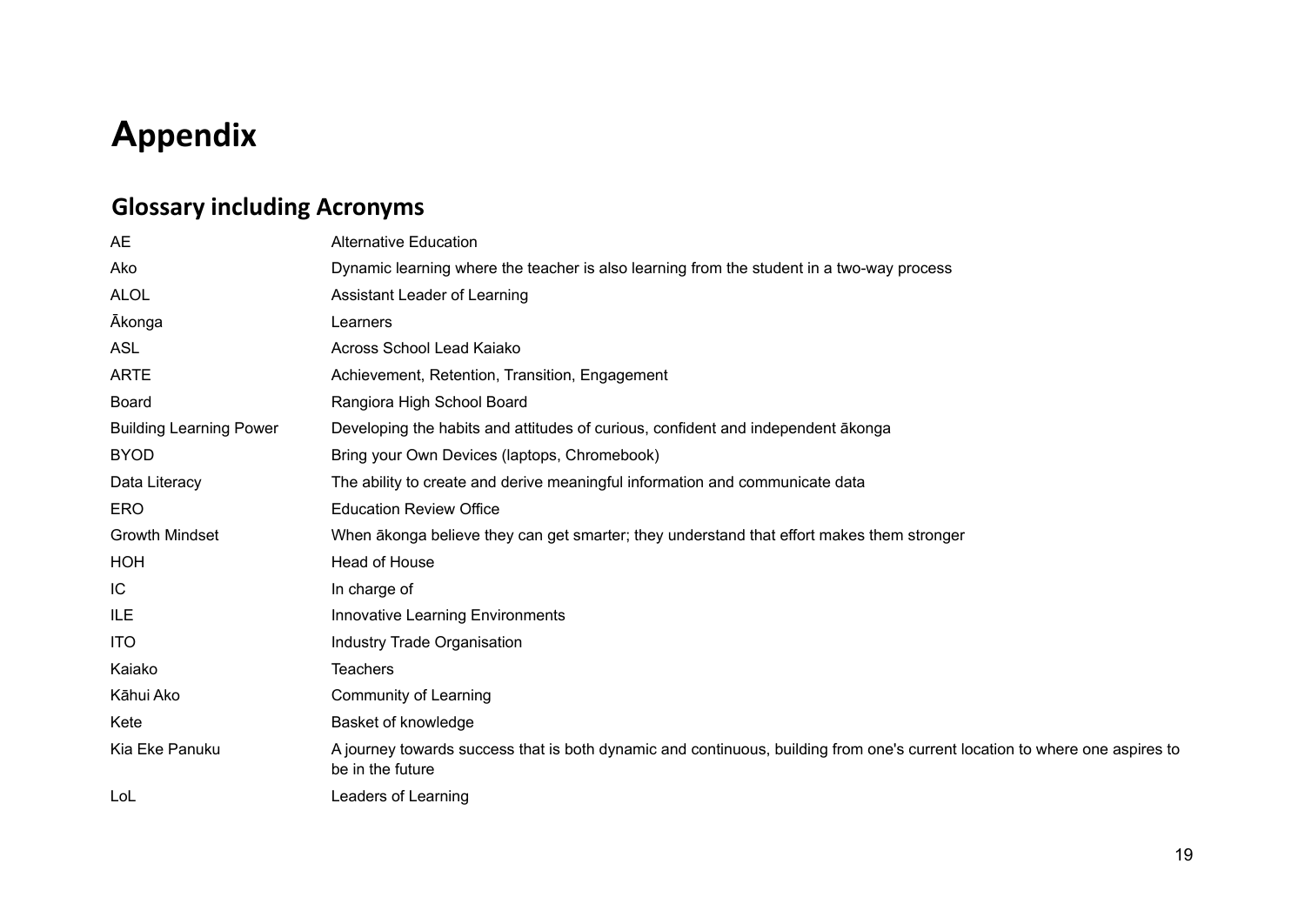# Appendix

## Glossary including Acronyms

| | |
|---|---|
| AE | Alternative Education |
| Ako | Dynamic learning where the teacher is also learning from the student in a two-way process |
| ALOL | Assistant Leader of Learning |
| Ākonga | Learners |
| ASL | Across School Lead Kaiako |
| ARTE | Achievement, Retention, Transition, Engagement |
| Board | Rangiora High School Board |
| Building Learning Power | Developing the habits and attitudes of curious, confident and independent ākonga |
| BYOD | Bring your Own Devices (laptops, Chromebook) |
| Data Literacy | The ability to create and derive meaningful information and communicate data |
| ERO | Education Review Office |
| Growth Mindset | When ākonga believe they can get smarter; they understand that effort makes them stronger |
| HOH | Head of House |
| IC | In charge of |
| ILE | Innovative Learning Environments |
| ITO | Industry Trade Organisation |
| Kaiako | Teachers |
| Kāhui Ako | Community of Learning |
| Kete | Basket of knowledge |
| Kia Eke Panuku | A journey towards success that is both dynamic and continuous, building from one's current location to where one aspires to be in the future |
| LoL | Leaders of Learning |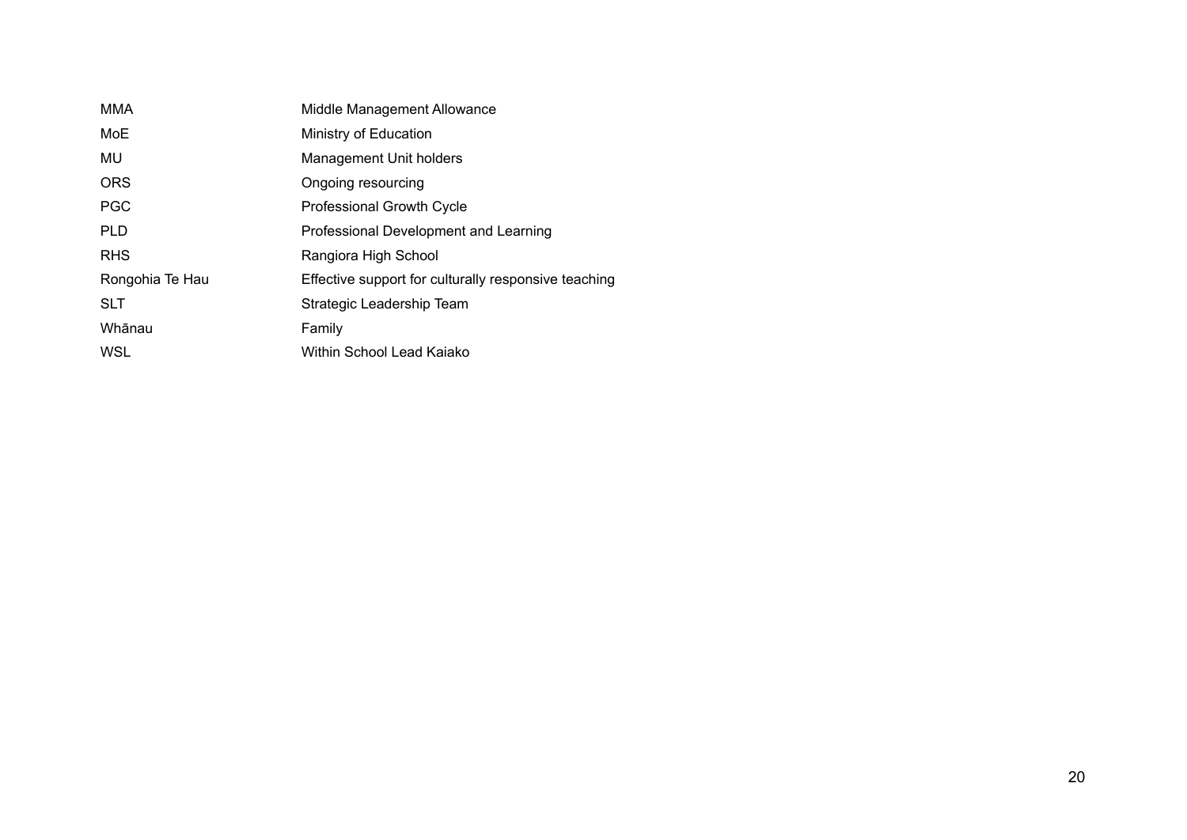| | |
|---|---|
| MMA | Middle Management Allowance |
| MoE | Ministry of Education |
| MU | Management Unit holders |
| ORS | Ongoing resourcing |
| PGC | Professional Growth Cycle |
| PLD | Professional Development and Learning |
| RHS | Rangiora High School |
| Rongohia Te Hau | Effective support for culturally responsive teaching |
| SLT | Strategic Leadership Team |
| Whānau | Family |
| WSL | Within School Lead Kaiako |